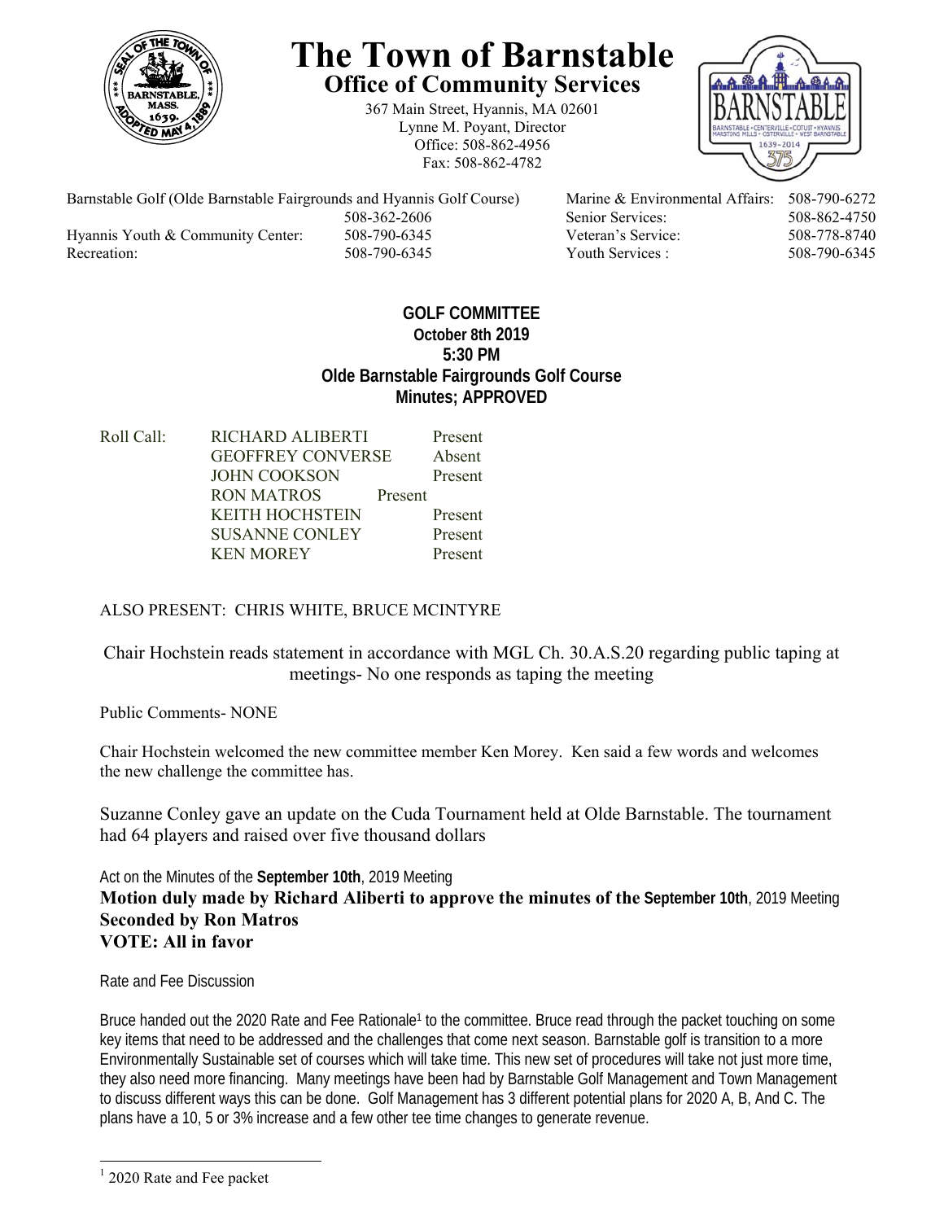# The Town of Barnstable

## Office of Community Services

367 Main Street, Hyannis, MA 02601
Lynne M. Poyant, Director
Office: 508-862-4956
Fax: 508-862-4782

| | | | |
|---|---|---|---|
| Barnstable Golf (Olde Barnstable Fairgrounds and Hyannis Golf Course) | 508-362-2606 | Marine & Environmental Affairs: | 508-790-6272 |
| | | Senior Services: | 508-862-4750 |
| Hyannis Youth & Community Center: | 508-790-6345 | Veteran's Service: | 508-778-8740 |
| Recreation: | 508-790-6345 | Youth Services : | 508-790-6345 |

**GOLF COMMITTEE**
**October 8th 2019**
**5:30 PM**
**Olde Barnstable Fairgrounds Golf Course**
**Minutes; APPROVED**

| Roll Call: | | |
|---|---|---|
| | RICHARD ALIBERTI | Present |
| | GEOFFREY CONVERSE | Absent |
| | JOHN COOKSON | Present |
| | RON MATROS | Present |
| | KEITH HOCHSTEIN | Present |
| | SUSANNE CONLEY | Present |
| | KEN MOREY | Present |

ALSO PRESENT: CHRIS WHITE, BRUCE MCINTYRE

Chair Hochstein reads statement in accordance with MGL Ch. 30.A.S.20 regarding public taping at meetings- No one responds as taping the meeting

Public Comments- NONE

Chair Hochstein welcomed the new committee member Ken Morey. Ken said a few words and welcomes the new challenge the committee has.

Suzanne Conley gave an update on the Cuda Tournament held at Olde Barnstable. The tournament had 64 players and raised over five thousand dollars

Act on the Minutes of the **September 10th**, 2019 Meeting

**Motion duly made by Richard Aliberti to approve the minutes of the September 10th, 2019 Meeting**
**Seconded by Ron Matros**
**VOTE: All in favor**

Rate and Fee Discussion

Bruce handed out the 2020 Rate and Fee Rationale[1] to the committee. Bruce read through the packet touching on some key items that need to be addressed and the challenges that come next season. Barnstable golf is transition to a more Environmentally Sustainable set of courses which will take time. This new set of procedures will take not just more time, they also need more financing. Many meetings have been had by Barnstable Golf Management and Town Management to discuss different ways this can be done. Golf Management has 3 different potential plans for 2020 A, B, And C. The plans have a 10, 5 or 3% increase and a few other tee time changes to generate revenue.

[1] 2020 Rate and Fee packet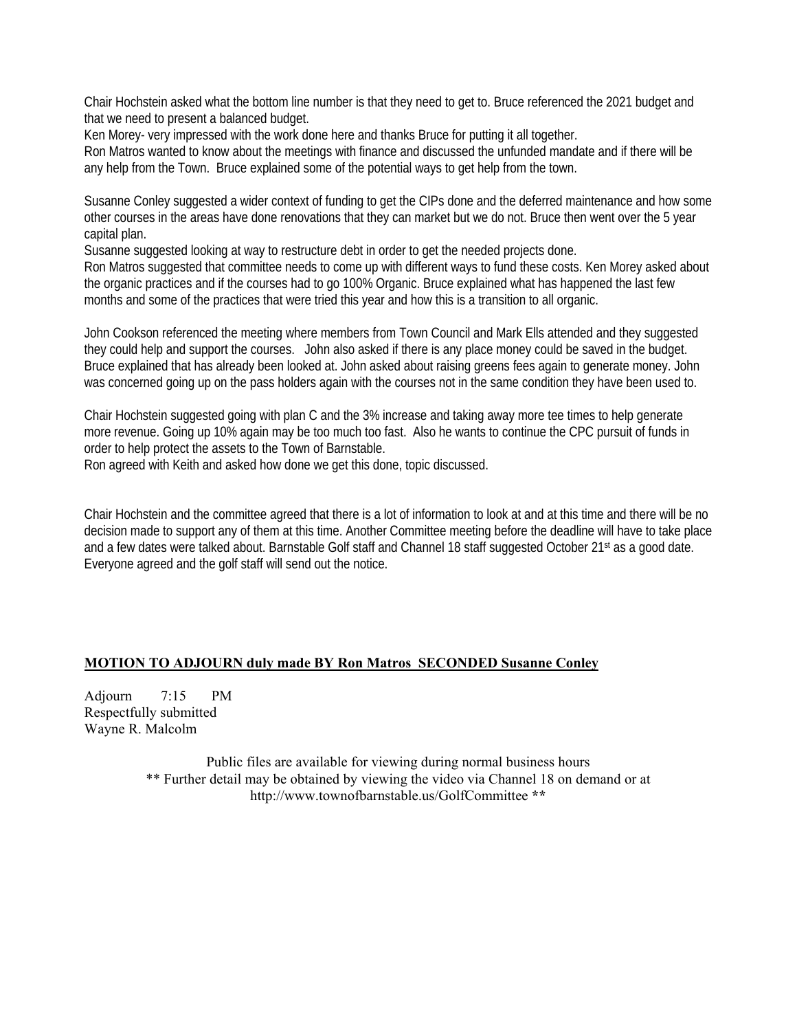Chair Hochstein asked what the bottom line number is that they need to get to. Bruce referenced the 2021 budget and that we need to present a balanced budget.
Ken Morey- very impressed with the work done here and thanks Bruce for putting it all together.
Ron Matros wanted to know about the meetings with finance and discussed the unfunded mandate and if there will be any help from the Town. Bruce explained some of the potential ways to get help from the town.

Susanne Conley suggested a wider context of funding to get the CIPs done and the deferred maintenance and how some other courses in the areas have done renovations that they can market but we do not. Bruce then went over the 5 year capital plan.
Susanne suggested looking at way to restructure debt in order to get the needed projects done.
Ron Matros suggested that committee needs to come up with different ways to fund these costs. Ken Morey asked about the organic practices and if the courses had to go 100% Organic. Bruce explained what has happened the last few months and some of the practices that were tried this year and how this is a transition to all organic.

John Cookson referenced the meeting where members from Town Council and Mark Ells attended and they suggested they could help and support the courses. John also asked if there is any place money could be saved in the budget. Bruce explained that has already been looked at. John asked about raising greens fees again to generate money. John was concerned going up on the pass holders again with the courses not in the same condition they have been used to.

Chair Hochstein suggested going with plan C and the 3% increase and taking away more tee times to help generate more revenue. Going up 10% again may be too much too fast. Also he wants to continue the CPC pursuit of funds in order to help protect the assets to the Town of Barnstable.
Ron agreed with Keith and asked how done we get this done, topic discussed.

Chair Hochstein and the committee agreed that there is a lot of information to look at and at this time and there will be no decision made to support any of them at this time. Another Committee meeting before the deadline will have to take place and a few dates were talked about. Barnstable Golf staff and Channel 18 staff suggested October 21st as a good date. Everyone agreed and the golf staff will send out the notice.

**MOTION TO ADJOURN duly made BY Ron Matros SECONDED Susanne Conley**

Adjourn 7:15 PM
Respectfully submitted
Wayne R. Malcolm

Public files are available for viewing during normal business hours
** Further detail may be obtained by viewing the video via Channel 18 on demand or at http://www.townofbarnstable.us/GolfCommittee **